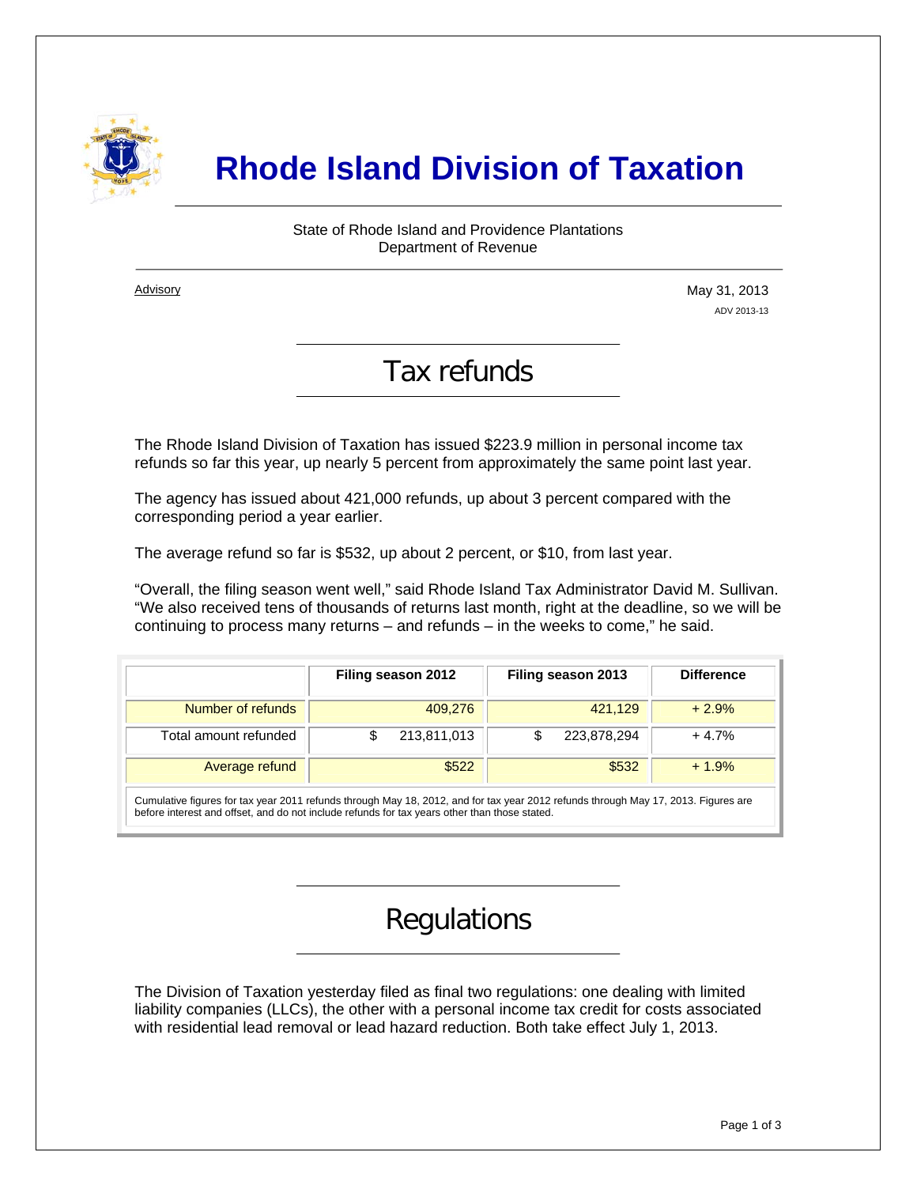# Rhode Island Division of Taxation

State of Rhode Island and Providence Plantations
Department of Revenue

Advisory

May 31, 2013
ADV 2013-13

## Tax refunds

The Rhode Island Division of Taxation has issued $223.9 million in personal income tax refunds so far this year, up nearly 5 percent from approximately the same point last year.

The agency has issued about 421,000 refunds, up about 3 percent compared with the corresponding period a year earlier.

The average refund so far is $532, up about 2 percent, or $10, from last year.

"Overall, the filing season went well," said Rhode Island Tax Administrator David M. Sullivan. "We also received tens of thousands of returns last month, right at the deadline, so we will be continuing to process many returns – and refunds – in the weeks to come," he said.

| | Filing season 2012 | Filing season 2013 | Difference |
|---|---|---|---|
| Number of refunds | 409,276 | 421,129 | + 2.9% |
| Total amount refunded | $ 213,811,013 | $ 223,878,294 | + 4.7% |
| Average refund | $522 | $532 | + 1.9% |

Cumulative figures for tax year 2011 refunds through May 18, 2012, and for tax year 2012 refunds through May 17, 2013. Figures are before interest and offset, and do not include refunds for tax years other than those stated.

## Regulations

The Division of Taxation yesterday filed as final two regulations: one dealing with limited liability companies (LLCs), the other with a personal income tax credit for costs associated with residential lead removal or lead hazard reduction. Both take effect July 1, 2013.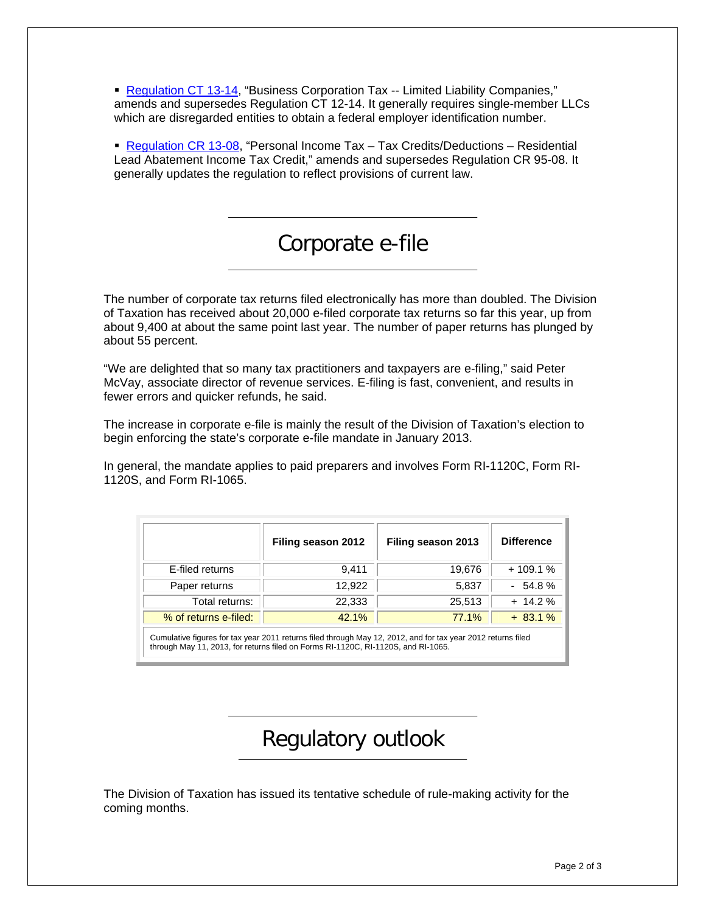- [Regulation CT 13-14](), "Business Corporation Tax -- Limited Liability Companies," amends and supersedes Regulation CT 12-14. It generally requires single-member LLCs which are disregarded entities to obtain a federal employer identification number.

- [Regulation CR 13-08](), "Personal Income Tax – Tax Credits/Deductions – Residential Lead Abatement Income Tax Credit," amends and supersedes Regulation CR 95-08. It generally updates the regulation to reflect provisions of current law.

## Corporate e-file

The number of corporate tax returns filed electronically has more than doubled. The Division of Taxation has received about 20,000 e-filed corporate tax returns so far this year, up from about 9,400 at about the same point last year. The number of paper returns has plunged by about 55 percent.

"We are delighted that so many tax practitioners and taxpayers are e-filing," said Peter McVay, associate director of revenue services. E-filing is fast, convenient, and results in fewer errors and quicker refunds, he said.

The increase in corporate e-file is mainly the result of the Division of Taxation's election to begin enforcing the state's corporate e-file mandate in January 2013.

In general, the mandate applies to paid preparers and involves Form RI-1120C, Form RI-1120S, and Form RI-1065.

| | Filing season 2012 | Filing season 2013 | Difference |
|---|---|---|---|
| E-filed returns | 9,411 | 19,676 | + 109.1 % |
| Paper returns | 12,922 | 5,837 | - 54.8 % |
| Total returns: | 22,333 | 25,513 | + 14.2 % |
| % of returns e-filed: | 42.1% | 77.1% | + 83.1 % |

Cumulative figures for tax year 2011 returns filed through May 12, 2012, and for tax year 2012 returns filed through May 11, 2013, for returns filed on Forms RI-1120C, RI-1120S, and RI-1065.

## Regulatory outlook

The Division of Taxation has issued its tentative schedule of rule-making activity for the coming months.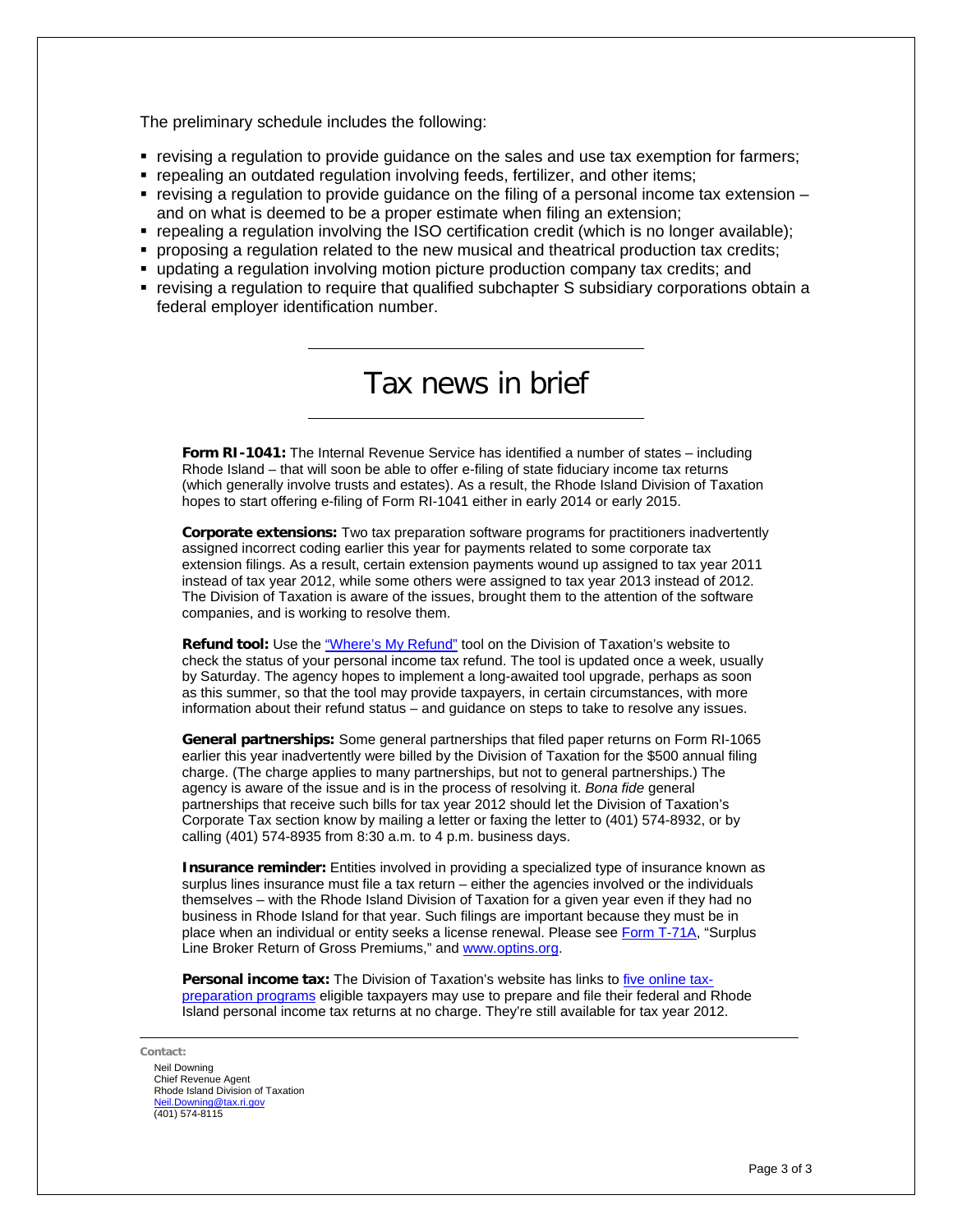The preliminary schedule includes the following:

- revising a regulation to provide guidance on the sales and use tax exemption for farmers;
- repealing an outdated regulation involving feeds, fertilizer, and other items;
- revising a regulation to provide guidance on the filing of a personal income tax extension – and on what is deemed to be a proper estimate when filing an extension;
- repealing a regulation involving the ISO certification credit (which is no longer available);
- proposing a regulation related to the new musical and theatrical production tax credits;
- updating a regulation involving motion picture production company tax credits; and
- revising a regulation to require that qualified subchapter S subsidiary corporations obtain a federal employer identification number.

# Tax news in brief

**Form RI-1041:** The Internal Revenue Service has identified a number of states – including Rhode Island – that will soon be able to offer e-filing of state fiduciary income tax returns (which generally involve trusts and estates). As a result, the Rhode Island Division of Taxation hopes to start offering e-filing of Form RI-1041 either in early 2014 or early 2015.

**Corporate extensions:** Two tax preparation software programs for practitioners inadvertently assigned incorrect coding earlier this year for payments related to some corporate tax extension filings. As a result, certain extension payments wound up assigned to tax year 2011 instead of tax year 2012, while some others were assigned to tax year 2013 instead of 2012. The Division of Taxation is aware of the issues, brought them to the attention of the software companies, and is working to resolve them.

**Refund tool:** Use the "Where's My Refund" tool on the Division of Taxation's website to check the status of your personal income tax refund. The tool is updated once a week, usually by Saturday. The agency hopes to implement a long-awaited tool upgrade, perhaps as soon as this summer, so that the tool may provide taxpayers, in certain circumstances, with more information about their refund status – and guidance on steps to take to resolve any issues.

**General partnerships:** Some general partnerships that filed paper returns on Form RI-1065 earlier this year inadvertently were billed by the Division of Taxation for the $500 annual filing charge. (The charge applies to many partnerships, but not to general partnerships.) The agency is aware of the issue and is in the process of resolving it. *Bona fide* general partnerships that receive such bills for tax year 2012 should let the Division of Taxation's Corporate Tax section know by mailing a letter or faxing the letter to (401) 574-8932, or by calling (401) 574-8935 from 8:30 a.m. to 4 p.m. business days.

**Insurance reminder:** Entities involved in providing a specialized type of insurance known as surplus lines insurance must file a tax return – either the agencies involved or the individuals themselves – with the Rhode Island Division of Taxation for a given year even if they had no business in Rhode Island for that year. Such filings are important because they must be in place when an individual or entity seeks a license renewal. Please see Form T-71A, "Surplus Line Broker Return of Gross Premiums," and www.optins.org.

**Personal income tax:** The Division of Taxation's website has links to five online tax-preparation programs eligible taxpayers may use to prepare and file their federal and Rhode Island personal income tax returns at no charge. They're still available for tax year 2012.

---

**Contact:**

Neil Downing
Chief Revenue Agent
Rhode Island Division of Taxation
Neil.Downing@tax.ri.gov
(401) 574-8115